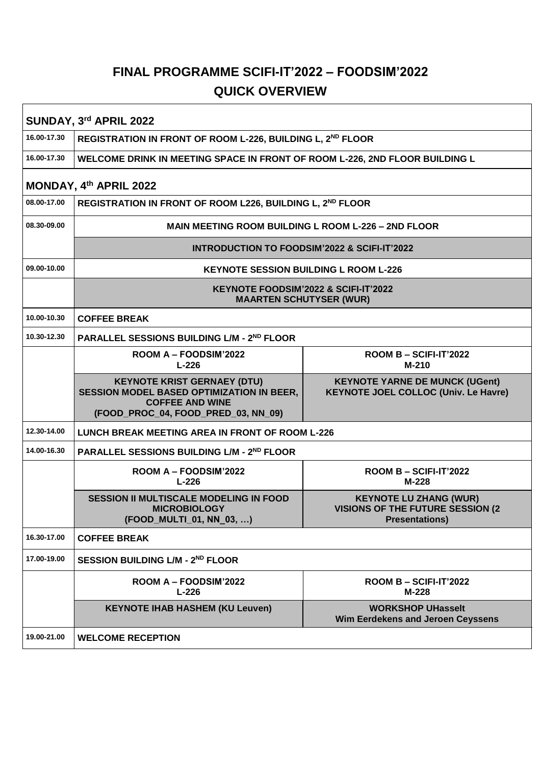# FINAL PROGRAMME SCIFI-IT'2022 – FOODSIM'2022

## QUICK OVERVIEW

| SUNDAY, 3rd APRIL 2022 | | |
|---|---|---|
| 16.00-17.30 | REGISTRATION IN FRONT OF ROOM L-226, BUILDING L, 2ND FLOOR | |
| 16.00-17.30 | WELCOME DRINK IN MEETING SPACE IN FRONT OF ROOM L-226, 2ND FLOOR BUILDING L | |
| **MONDAY, 4th APRIL 2022** | | |
| 08.00-17.00 | REGISTRATION IN FRONT OF ROOM L226, BUILDING L, 2ND FLOOR | |
| 08.30-09.00 | MAIN MEETING ROOM BUILDING L ROOM L-226 – 2ND FLOOR | |
| | INTRODUCTION TO FOODSIM'2022 & SCIFI-IT'2022 | |
| 09.00-10.00 | KEYNOTE SESSION BUILDING L ROOM L-226 | |
| | KEYNOTE FOODSIM'2022 & SCIFI-IT'2022<br>MAARTEN SCHUTYSER (WUR) | |
| 10.00-10.30 | COFFEE BREAK | |
| 10.30-12.30 | PARALLEL SESSIONS BUILDING L/M - 2ND FLOOR | |
| | ROOM A – FOODSIM'2022<br>L-226 | ROOM B – SCIFI-IT'2022<br>M-210 |
| | KEYNOTE KRIST GERNAEY (DTU)<br>SESSION MODEL BASED OPTIMIZATION IN BEER, COFFEE AND WINE<br>(FOOD_PROC_04, FOOD_PRED_03, NN_09) | KEYNOTE YARNE DE MUNCK (UGent)<br>KEYNOTE JOEL COLLOC (Univ. Le Havre) |
| 12.30-14.00 | LUNCH BREAK MEETING AREA IN FRONT OF ROOM L-226 | |
| 14.00-16.30 | PARALLEL SESSIONS BUILDING L/M - 2ND FLOOR | |
| | ROOM A – FOODSIM'2022<br>L-226 | ROOM B – SCIFI-IT'2022<br>M-228 |
| | SESSION II MULTISCALE MODELING IN FOOD MICROBIOLOGY<br>(FOOD_MULTI_01, NN_03, …) | KEYNOTE LU ZHANG (WUR)<br>VISIONS OF THE FUTURE SESSION (2 Presentations) |
| 16.30-17.00 | COFFEE BREAK | |
| 17.00-19.00 | SESSION BUILDING L/M - 2ND FLOOR | |
| | ROOM A – FOODSIM'2022<br>L-226 | ROOM B – SCIFI-IT'2022<br>M-228 |
| | KEYNOTE IHAB HASHEM (KU Leuven) | WORKSHOP UHasselt<br>Wim Eerdekens and Jeroen Ceyssens |
| 19.00-21.00 | WELCOME RECEPTION | |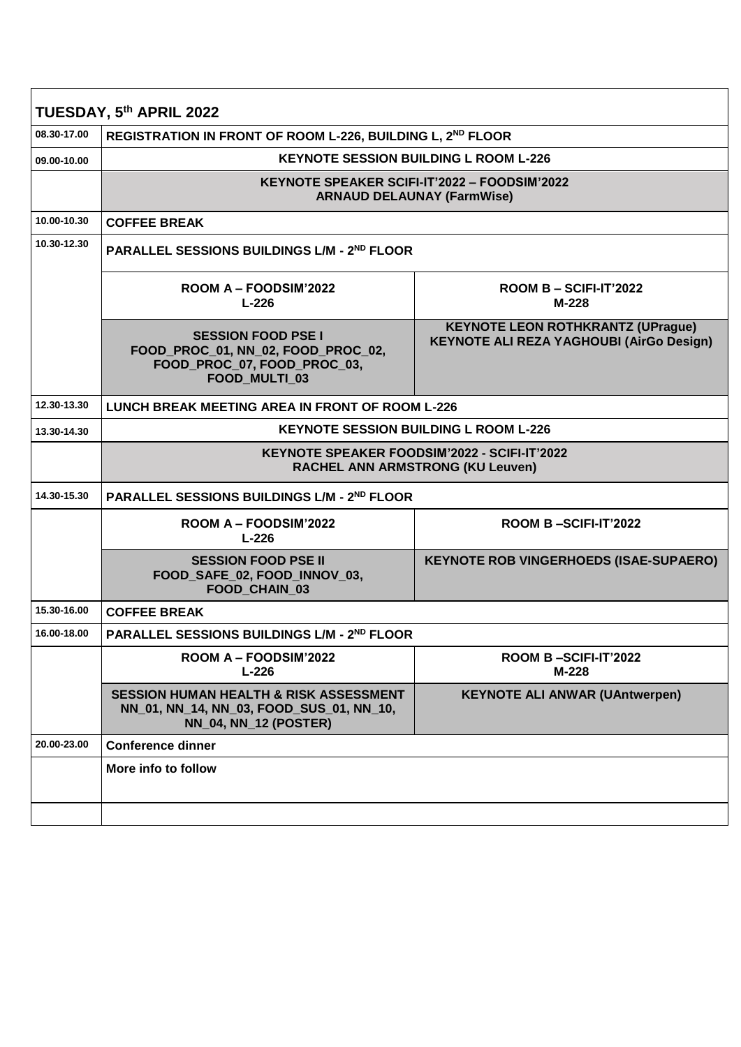| TUESDAY, 5th APRIL 2022 | | |
|---|---|---|
| 08.30-17.00 | REGISTRATION IN FRONT OF ROOM L-226, BUILDING L, 2ND FLOOR | |
| 09.00-10.00 | KEYNOTE SESSION BUILDING L ROOM L-226 | |
| | KEYNOTE SPEAKER SCIFI-IT'2022 – FOODSIM'2022<br>ARNAUD DELAUNAY (FarmWise) | |
| 10.00-10.30 | COFFEE BREAK | |
| 10.30-12.30 | PARALLEL SESSIONS BUILDINGS L/M - 2ND FLOOR | |
| | ROOM A – FOODSIM'2022<br>L-226 | ROOM B – SCIFI-IT'2022<br>M-228 |
| | SESSION FOOD PSE I<br>FOOD_PROC_01, NN_02, FOOD_PROC_02, FOOD_PROC_07, FOOD_PROC_03, FOOD_MULTI_03 | KEYNOTE LEON ROTHKRANTZ (UPrague)<br>KEYNOTE ALI REZA YAGHOUBI (AirGo Design) |
| 12.30-13.30 | LUNCH BREAK MEETING AREA IN FRONT OF ROOM L-226 | |
| 13.30-14.30 | KEYNOTE SESSION BUILDING L ROOM L-226 | |
| | KEYNOTE SPEAKER FOODSIM'2022 - SCIFI-IT'2022<br>RACHEL ANN ARMSTRONG (KU Leuven) | |
| 14.30-15.30 | PARALLEL SESSIONS BUILDINGS L/M - 2ND FLOOR | |
| | ROOM A – FOODSIM'2022<br>L-226 | ROOM B –SCIFI-IT'2022 |
| | SESSION FOOD PSE II<br>FOOD_SAFE_02, FOOD_INNOV_03, FOOD_CHAIN_03 | KEYNOTE ROB VINGERHOEDS (ISAE-SUPAERO) |
| 15.30-16.00 | COFFEE BREAK | |
| 16.00-18.00 | PARALLEL SESSIONS BUILDINGS L/M - 2ND FLOOR | |
| | ROOM A – FOODSIM'2022<br>L-226 | ROOM B –SCIFI-IT'2022<br>M-228 |
| | SESSION HUMAN HEALTH & RISK ASSESSMENT<br>NN_01, NN_14, NN_03, FOOD_SUS_01, NN_10, NN_04, NN_12 (POSTER) | KEYNOTE ALI ANWAR (UAntwerpen) |
| 20.00-23.00 | Conference dinner | |
| | More info to follow | |
| | | |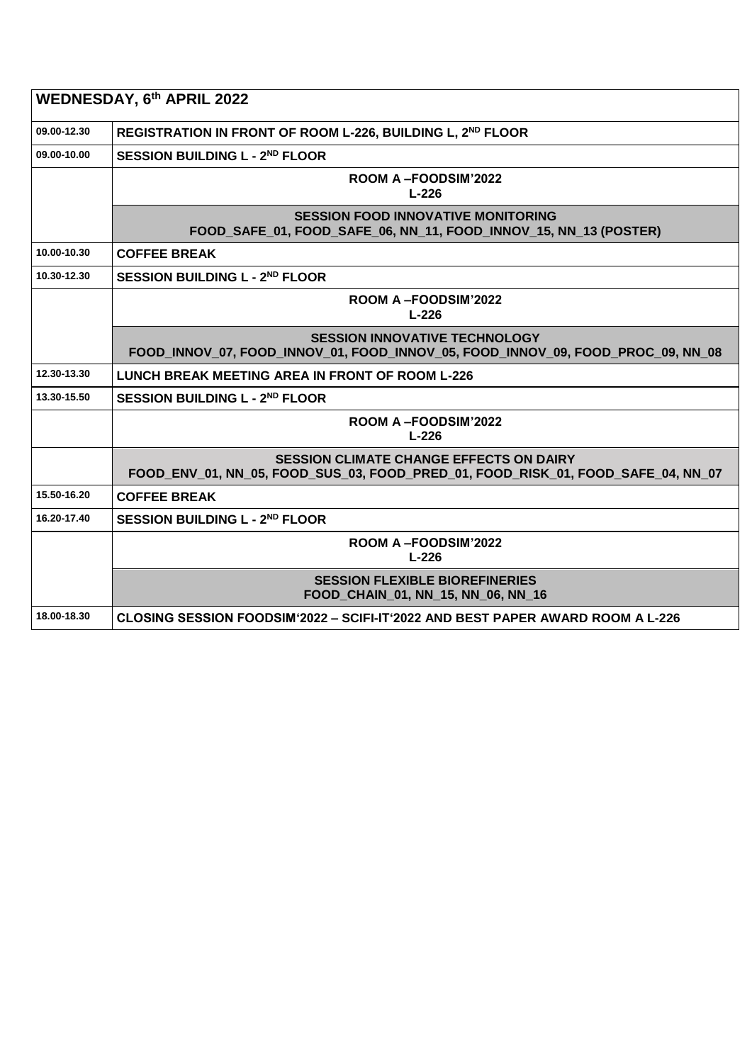| WEDNESDAY, 6th APRIL 2022 | |
|---|---|
| 09.00-12.30 | **REGISTRATION IN FRONT OF ROOM L-226, BUILDING L, 2ND FLOOR** |
| 09.00-10.00 | **SESSION BUILDING L - 2ND FLOOR** |
| | **ROOM A –FOODSIM'2022 L-226** |
| | **SESSION FOOD INNOVATIVE MONITORING FOOD_SAFE_01, FOOD_SAFE_06, NN_11, FOOD_INNOV_15, NN_13 (POSTER)** |
| 10.00-10.30 | **COFFEE BREAK** |
| 10.30-12.30 | **SESSION BUILDING L - 2ND FLOOR** |
| | **ROOM A –FOODSIM'2022 L-226** |
| | **SESSION INNOVATIVE TECHNOLOGY FOOD_INNOV_07, FOOD_INNOV_01, FOOD_INNOV_05, FOOD_INNOV_09, FOOD_PROC_09, NN_08** |
| 12.30-13.30 | **LUNCH BREAK MEETING AREA IN FRONT OF ROOM L-226** |
| 13.30-15.50 | **SESSION BUILDING L - 2ND FLOOR** |
| | **ROOM A –FOODSIM'2022 L-226** |
| | **SESSION CLIMATE CHANGE EFFECTS ON DAIRY FOOD_ENV_01, NN_05, FOOD_SUS_03, FOOD_PRED_01, FOOD_RISK_01, FOOD_SAFE_04, NN_07** |
| 15.50-16.20 | **COFFEE BREAK** |
| 16.20-17.40 | **SESSION BUILDING L - 2ND FLOOR** |
| | **ROOM A –FOODSIM'2022 L-226** |
| | **SESSION FLEXIBLE BIOREFINERIES FOOD_CHAIN_01, NN_15, NN_06, NN_16** |
| 18.00-18.30 | **CLOSING SESSION FOODSIM'2022 – SCIFI-IT'2022 AND BEST PAPER AWARD ROOM A L-226** |